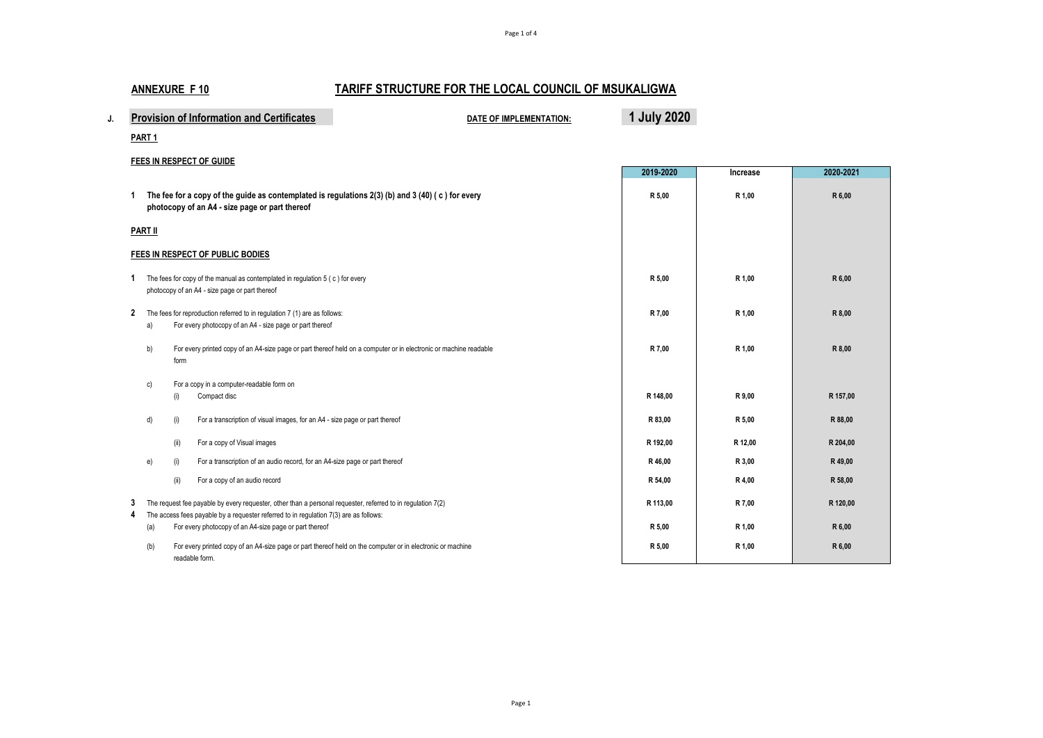## ANNEXURE F 10

# TARIFF STRUCTURE FOR THE LOCAL COUNCIL OF MSUKALIGWA

**J. Provision of Information and Certificates**

**DATE OF IMPLEMENTATION: 1 July 2020**

**PART 1**

**FEES IN RESPECT OF GUIDE**

| | | | | 2019-2020 | Increase | 2020-2021 |
|---|---|---|---|---|---|---|
| **1** | **The fee for a copy of the guide as contemplated is regulations 2(3) (b) and 3 (40) ( c ) for every photocopy of an A4 - size page or part thereof** | | | R 5,00 | R 1,00 | R 6,00 |
| **PART II** | | | | | | |
| **FEES IN RESPECT OF PUBLIC BODIES** | | | | | | |
| **1** | The fees for copy of the manual as contemplated in regulation 5 ( c ) for every photocopy of an A4 - size page or part thereof | | | R 5,00 | R 1,00 | R 6,00 |
| **2** | The fees for reproduction referred to in regulation 7 (1) are as follows: | | | | | |
| | a) | | For every photocopy of an A4 - size page or part thereof | R 7,00 | R 1,00 | R 8,00 |
| | b) | | For every printed copy of an A4-size page or part thereof held on a computer or in electronic or machine readable form | R 7,00 | R 1,00 | R 8,00 |
| | c) | | For a copy in a computer-readable form on | | | |
| | | (i) | Compact disc | R 148,00 | R 9,00 | R 157,00 |
| | d) | (i) | For a transcription of visual images, for an A4 - size page or part thereof | R 83,00 | R 5,00 | R 88,00 |
| | | (ii) | For a copy of Visual images | R 192,00 | R 12,00 | R 204,00 |
| | e) | (i) | For a transcription of an audio record, for an A4-size page or part thereof | R 46,00 | R 3,00 | R 49,00 |
| | | (ii) | For a copy of an audio record | R 54,00 | R 4,00 | R 58,00 |
| **3** | The request fee payable by every requester, other than a personal requester, referred to in regulation 7(2) | | | R 113,00 | R 7,00 | R 120,00 |
| **4** | The access fees payable by a requester referred to in regulation 7(3) are as follows: | | | | | |
| | (a) | | For every photocopy of an A4-size page or part thereof | R 5,00 | R 1,00 | R 6,00 |
| | (b) | | For every printed copy of an A4-size page or part thereof held on the computer or in electronic or machine readable form. | R 5,00 | R 1,00 | R 6,00 |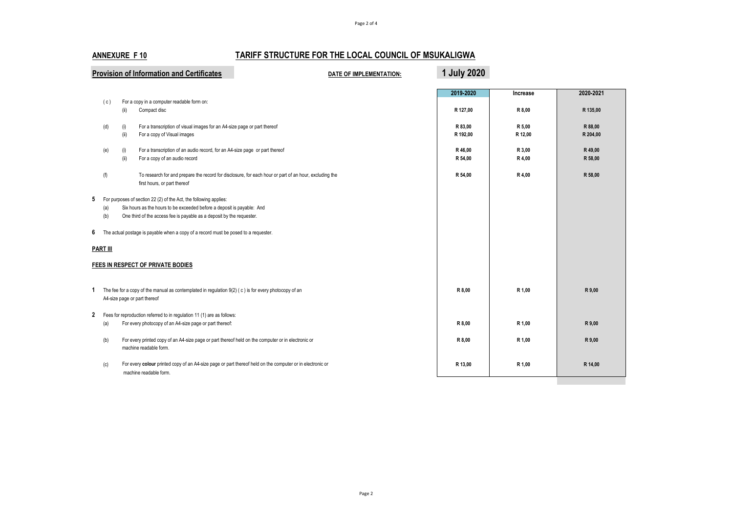## ANNEXURE F 10

## TARIFF STRUCTURE FOR THE LOCAL COUNCIL OF MSUKALIGWA

**Provision of Information and Certificates**

**DATE OF IMPLEMENTATION:** **1 July 2020**

| | | | 2019-2020 | Increase | 2020-2021 |
|---|---|---|---|---|---|
| ( c ) | | For a copy in a computer readable form on: | | | |
| | (ii) | Compact disc | R 127,00 | R 8,00 | R 135,00 |
| (d) | (i) | For a transcription of visual images for an A4-size page or part thereof | R 83,00 | R 5,00 | R 88,00 |
| | (ii) | For a copy of Visual images | R 192,00 | R 12,00 | R 204,00 |
| (e) | (i) | For a transcription of an audio record, for an A4-size page or part thereof | R 46,00 | R 3,00 | R 49,00 |
| | (ii) | For a copy of an audio record | R 54,00 | R 4,00 | R 58,00 |
| (f) | | To research for and prepare the record for disclosure, for each hour or part of an hour, excluding the first hours, or part thereof | R 54,00 | R 4,00 | R 58,00 |

**5** For purposes of section 22 (2) of the Act, the following applies:

(a) Six hours as the hours to be exceeded before a deposit is payable: And

(b) One third of the access fee is payable as a deposit by the requester.

**6** The actual postage is payable when a copy of a record must be posed to a requester.

**PART III**

**FEES IN RESPECT OF PRIVATE BODIES**

| | | | 2019-2020 | Increase | 2020-2021 |
|---|---|---|---|---|---|
| **1** | | The fee for a copy of the manual as contemplated in regulation 9(2) ( c ) is for every photocopy of an A4-size page or part thereof | R 8,00 | R 1,00 | R 9,00 |
| **2** | | Fees for reproduction referred to in regulation 11 (1) are as follows: | | | |
| | (a) | For every photocopy of an A4-size page or part thereof: | R 8,00 | R 1,00 | R 9,00 |
| | (b) | For every printed copy of an A4-size page or part thereof held on the computer or in electronic or machine readable form. | R 8,00 | R 1,00 | R 9,00 |
| | (c) | For every **colour** printed copy of an A4-size page or part thereof held on the computer or in electronic or machine readable form. | R 13,00 | R 1,00 | R 14,00 |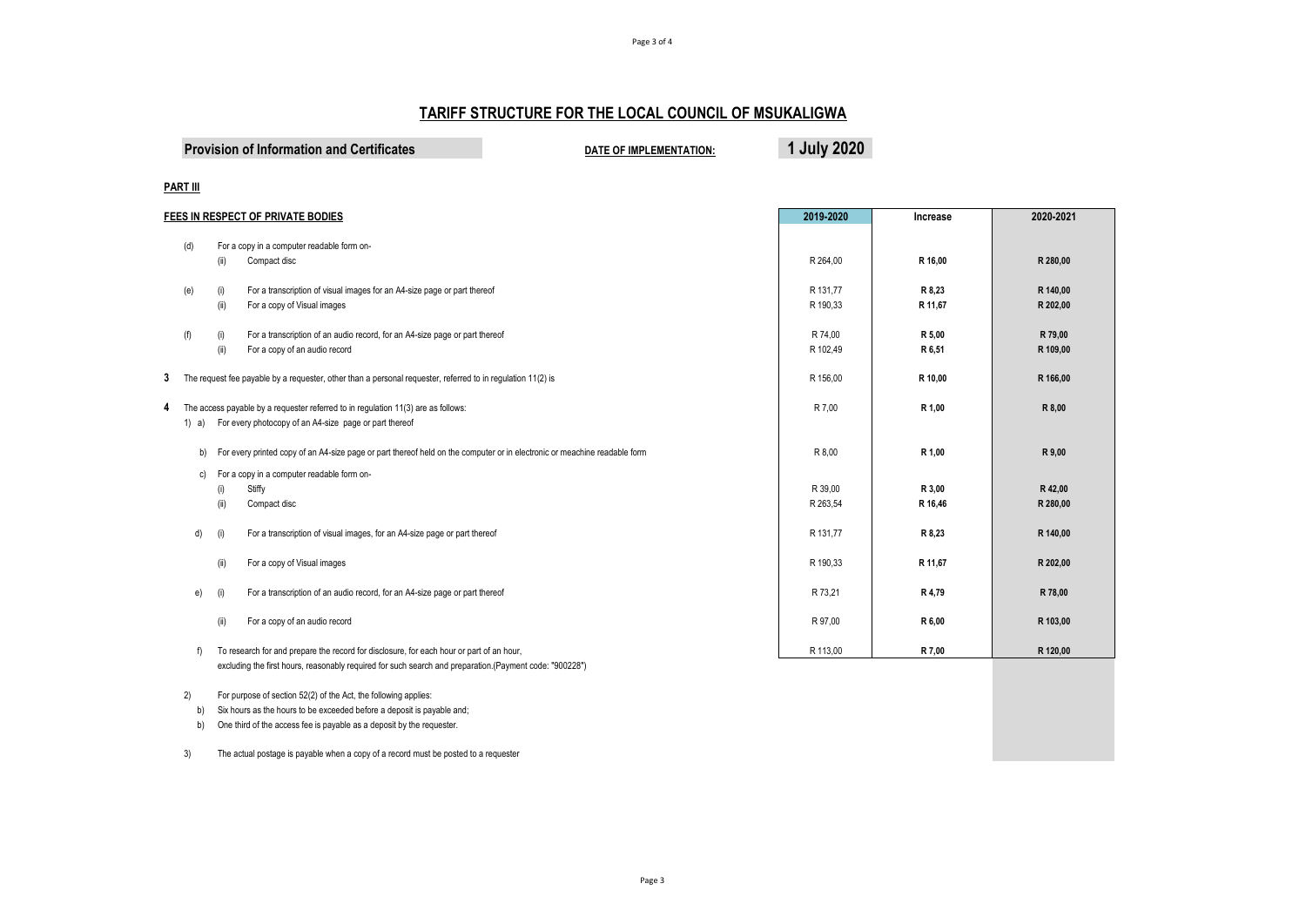# TARIFF STRUCTURE FOR THE LOCAL COUNCIL OF MSUKALIGWA

**Provision of Information and Certificates** **DATE OF IMPLEMENTATION:** **1 July 2020**

**PART III**

| **FEES IN RESPECT OF PRIVATE BODIES** | **2019-2020** | **Increase** | **2020-2021** |
|---|---|---|---|
| (d) For a copy in a computer readable form on- | | | |
| (ii) Compact disc | R 264,00 | **R 16,00** | **R 280,00** |
| (e) (i) For a transcription of visual images for an A4-size page or part thereof | R 131,77 | **R 8,23** | **R 140,00** |
| (ii) For a copy of Visual images | R 190,33 | **R 11,67** | **R 202,00** |
| (f) (i) For a transcription of an audio record, for an A4-size page or part thereof | R 74,00 | **R 5,00** | **R 79,00** |
| (ii) For a copy of an audio record | R 102,49 | **R 6,51** | **R 109,00** |
| **3** The request fee payable by a requester, other than a personal requester, referred to in regulation 11(2) is | R 156,00 | **R 10,00** | **R 166,00** |
| **4** The access payable by a requester referred to in regulation 11(3) are as follows: | R 7,00 | **R 1,00** | **R 8,00** |
| 1) a) For every photocopy of an A4-size page or part thereof | | | |
| b) For every printed copy of an A4-size page or part thereof held on the computer or in electronic or meachine readable form | R 8,00 | **R 1,00** | **R 9,00** |
| c) For a copy in a computer readable form on- | | | |
| (i) Stiffy | R 39,00 | **R 3,00** | **R 42,00** |
| (ii) Compact disc | R 263,54 | **R 16,46** | **R 280,00** |
| d) (i) For a transcription of visual images, for an A4-size page or part thereof | R 131,77 | **R 8,23** | **R 140,00** |
| (ii) For a copy of Visual images | R 190,33 | **R 11,67** | **R 202,00** |
| e) (i) For a transcription of an audio record, for an A4-size page or part thereof | R 73,21 | **R 4,79** | **R 78,00** |
| (ii) For a copy of an audio record | R 97,00 | **R 6,00** | **R 103,00** |
| f) To research for and prepare the record for disclosure, for each hour or part of an hour, excluding the first hours, reasonably required for such search and preparation.(Payment code: "900228") | R 113,00 | **R 7,00** | **R 120,00** |

2) For purpose of section 52(2) of the Act, the following applies:

b) Six hours as the hours to be exceeded before a deposit is payable and;

b) One third of the access fee is payable as a deposit by the requester.

3) The actual postage is payable when a copy of a record must be posted to a requester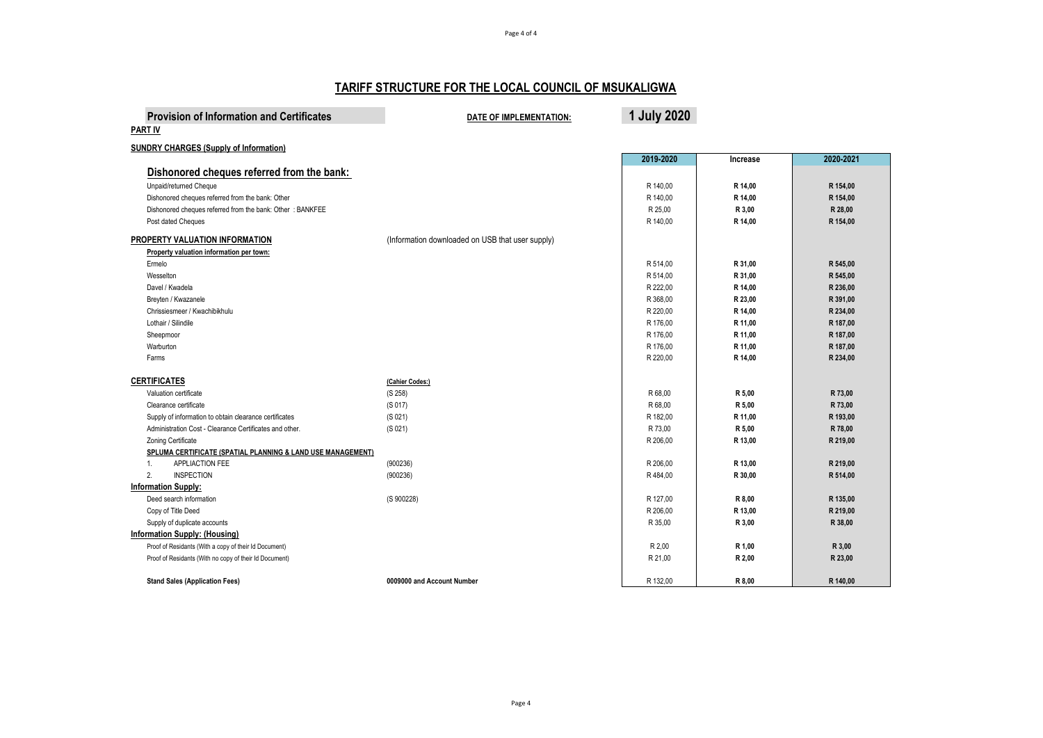# TARIFF STRUCTURE FOR THE LOCAL COUNCIL OF MSUKALIGWA

**Provision of Information and Certificates** **DATE OF IMPLEMENTATION:** **1 July 2020**

**PART IV**

**SUNDRY CHARGES (Supply of Information)**

| | | 2019-2020 | Increase | 2020-2021 |
|---|---|---|---|---|
| **Dishonored cheques referred from the bank:** | | | | |
| Unpaid/returned Cheque | | R 140,00 | R 14,00 | R 154,00 |
| Dishonored cheques referred from the bank: Other | | R 140,00 | R 14,00 | R 154,00 |
| Dishonored cheques referred from the bank: Other : BANKFEE | | R 25,00 | R 3,00 | R 28,00 |
| Post dated Cheques | | R 140,00 | R 14,00 | R 154,00 |
| **PROPERTY VALUATION INFORMATION** | (Information downloaded on USB that user supply) | | | |
| **Property valuation information per town:** | | | | |
| Ermelo | | R 514,00 | R 31,00 | R 545,00 |
| Wesselton | | R 514,00 | R 31,00 | R 545,00 |
| Davel / Kwadela | | R 222,00 | R 14,00 | R 236,00 |
| Breyten / Kwazanele | | R 368,00 | R 23,00 | R 391,00 |
| Chrissiesmeer / Kwachibikhulu | | R 220,00 | R 14,00 | R 234,00 |
| Lothair / Silindile | | R 176,00 | R 11,00 | R 187,00 |
| Sheepmoor | | R 176,00 | R 11,00 | R 187,00 |
| Warburton | | R 176,00 | R 11,00 | R 187,00 |
| Farms | | R 220,00 | R 14,00 | R 234,00 |
| **CERTIFICATES** | **(Cahier Codes:)** | | | |
| Valuation certificate | (S 258) | R 68,00 | R 5,00 | R 73,00 |
| Clearance certificate | (S 017) | R 68,00 | R 5,00 | R 73,00 |
| Supply of information to obtain clearance certificates | (S 021) | R 182,00 | R 11,00 | R 193,00 |
| Administration Cost - Clearance Certificates and other. | (S 021) | R 73,00 | R 5,00 | R 78,00 |
| Zoning Certificate | | R 206,00 | R 13,00 | R 219,00 |
| **SPLUMA CERTIFICATE (SPATIAL PLANNING & LAND USE MANAGEMENT)** | | | | |
| 1. APPLIACTION FEE | (900236) | R 206,00 | R 13,00 | R 219,00 |
| 2. INSPECTION | (900236) | R 484,00 | R 30,00 | R 514,00 |
| **Information Supply:** | | | | |
| Deed search information | (S 900228) | R 127,00 | R 8,00 | R 135,00 |
| Copy of Title Deed | | R 206,00 | R 13,00 | R 219,00 |
| Supply of duplicate accounts | | R 35,00 | R 3,00 | R 38,00 |
| **Information Supply: (Housing)** | | | | |
| Proof of Residants (With a copy of their Id Document) | | R 2,00 | R 1,00 | R 3,00 |
| Proof of Residants (With no copy of their Id Document) | | R 21,00 | R 2,00 | R 23,00 |
| **Stand Sales (Application Fees)** | **0009000 and Account Number** | R 132,00 | R 8,00 | R 140,00 |